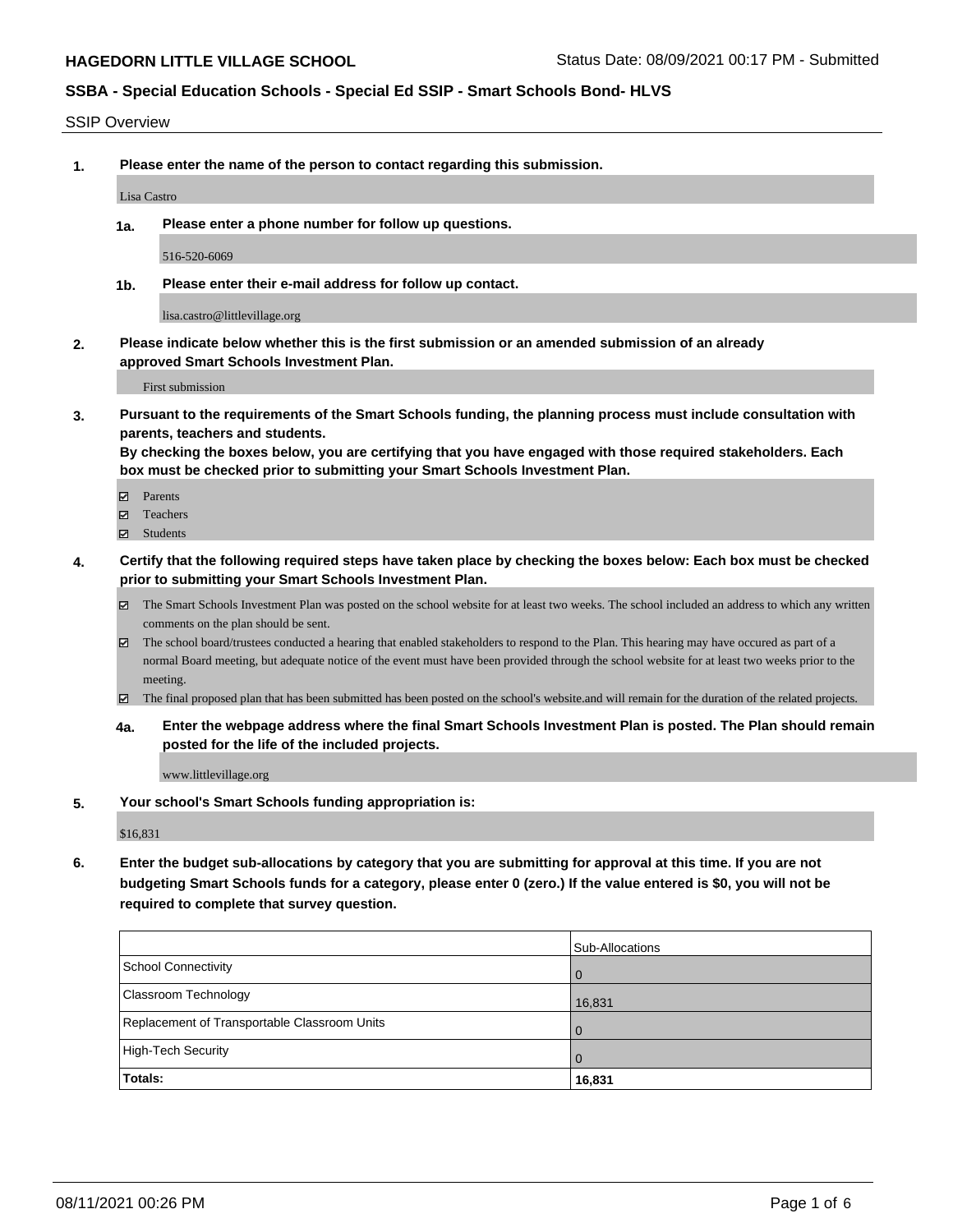# HAGEDORN LITTLE VILLAGE SCHOOL

Status Date: 08/09/2021 00:17 PM - Submitted

## SSBA - Special Education Schools - Special Ed SSIP - Smart Schools Bond- HLVS

SSIP Overview

**1. Please enter the name of the person to contact regarding this submission.**

Lisa Castro

**1a. Please enter a phone number for follow up questions.**

516-520-6069

**1b. Please enter their e-mail address for follow up contact.**

lisa.castro@littlevillage.org

**2. Please indicate below whether this is the first submission or an amended submission of an already approved Smart Schools Investment Plan.**

First submission

**3. Pursuant to the requirements of the Smart Schools funding, the planning process must include consultation with parents, teachers and students.**
**By checking the boxes below, you are certifying that you have engaged with those required stakeholders. Each box must be checked prior to submitting your Smart Schools Investment Plan.**

- ☑ Parents
- ☑ Teachers
- ☑ Students

**4. Certify that the following required steps have taken place by checking the boxes below: Each box must be checked prior to submitting your Smart Schools Investment Plan.**

- ☑ The Smart Schools Investment Plan was posted on the school website for at least two weeks. The school included an address to which any written comments on the plan should be sent.
- ☑ The school board/trustees conducted a hearing that enabled stakeholders to respond to the Plan. This hearing may have occured as part of a normal Board meeting, but adequate notice of the event must have been provided through the school website for at least two weeks prior to the meeting.
- ☑ The final proposed plan that has been submitted has been posted on the school's website.and will remain for the duration of the related projects.

**4a. Enter the webpage address where the final Smart Schools Investment Plan is posted. The Plan should remain posted for the life of the included projects.**

www.littlevillage.org

**5. Your school's Smart Schools funding appropriation is:**

$16,831

**6. Enter the budget sub-allocations by category that you are submitting for approval at this time. If you are not budgeting Smart Schools funds for a category, please enter 0 (zero.) If the value entered is $0, you will not be required to complete that survey question.**

| | Sub-Allocations |
|---|---|
| School Connectivity | 0 |
| Classroom Technology | 16,831 |
| Replacement of Transportable Classroom Units | 0 |
| High-Tech Security | 0 |
| **Totals:** | **16,831** |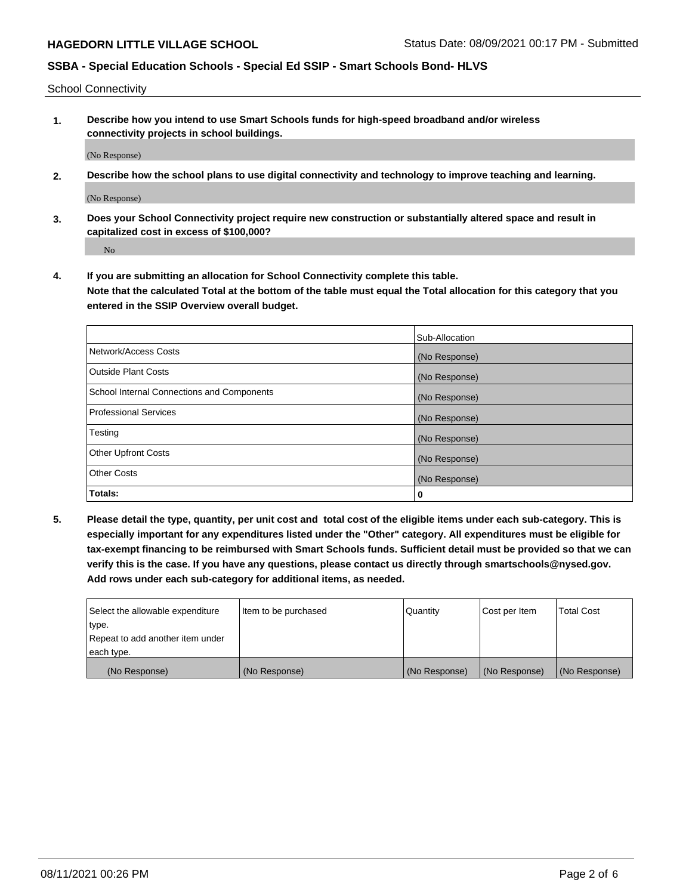School Connectivity

1. **Describe how you intend to use Smart Schools funds for high-speed broadband and/or wireless connectivity projects in school buildings.**

   (No Response)

2. **Describe how the school plans to use digital connectivity and technology to improve teaching and learning.**

   (No Response)

3. **Does your School Connectivity project require new construction or substantially altered space and result in capitalized cost in excess of $100,000?**

   No

4. **If you are submitting an allocation for School Connectivity complete this table. Note that the calculated Total at the bottom of the table must equal the Total allocation for this category that you entered in the SSIP Overview overall budget.**

| | Sub-Allocation |
|---|---|
| Network/Access Costs | (No Response) |
| Outside Plant Costs | (No Response) |
| School Internal Connections and Components | (No Response) |
| Professional Services | (No Response) |
| Testing | (No Response) |
| Other Upfront Costs | (No Response) |
| Other Costs | (No Response) |
| **Totals:** | **0** |

5. **Please detail the type, quantity, per unit cost and total cost of the eligible items under each sub-category. This is especially important for any expenditures listed under the "Other" category. All expenditures must be eligible for tax-exempt financing to be reimbursed with Smart Schools funds. Sufficient detail must be provided so that we can verify this is the case. If you have any questions, please contact us directly through smartschools@nysed.gov. Add rows under each sub-category for additional items, as needed.**

| Select the allowable expenditure type. Repeat to add another item under each type. | Item to be purchased | Quantity | Cost per Item | Total Cost |
|---|---|---|---|---|
| (No Response) | (No Response) | (No Response) | (No Response) | (No Response) |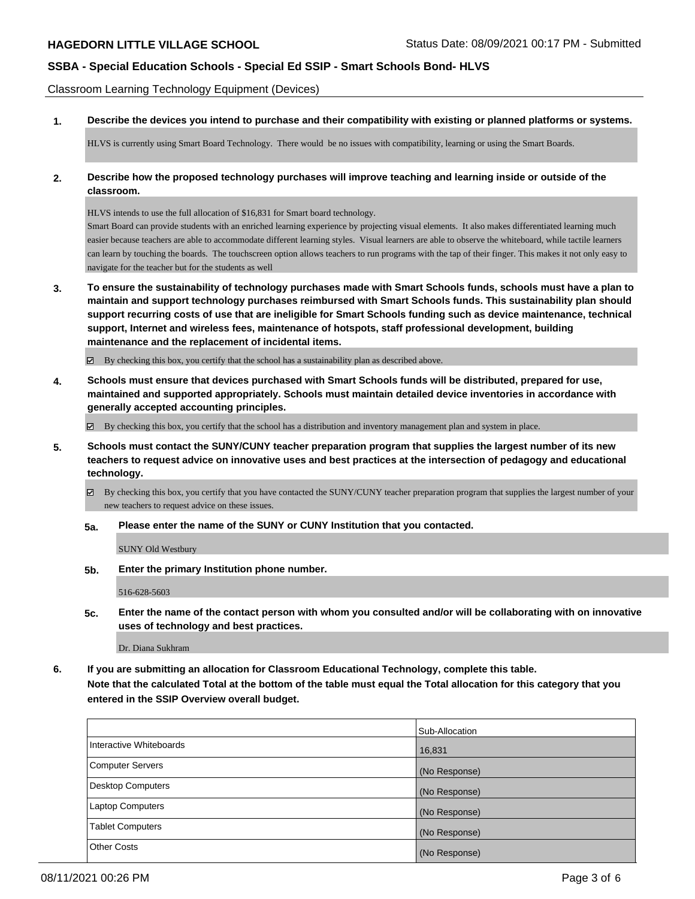Classroom Learning Technology Equipment (Devices)

**1. Describe the devices you intend to purchase and their compatibility with existing or planned platforms or systems.**

HLVS is currently using Smart Board Technology. There would be no issues with compatibility, learning or using the Smart Boards.

**2. Describe how the proposed technology purchases will improve teaching and learning inside or outside of the classroom.**

HLVS intends to use the full allocation of $16,831 for Smart board technology.
Smart Board can provide students with an enriched learning experience by projecting visual elements. It also makes differentiated learning much easier because teachers are able to accommodate different learning styles. Visual learners are able to observe the whiteboard, while tactile learners can learn by touching the boards. The touchscreen option allows teachers to run programs with the tap of their finger. This makes it not only easy to navigate for the teacher but for the students as well

**3. To ensure the sustainability of technology purchases made with Smart Schools funds, schools must have a plan to maintain and support technology purchases reimbursed with Smart Schools funds. This sustainability plan should support recurring costs of use that are ineligible for Smart Schools funding such as device maintenance, technical support, Internet and wireless fees, maintenance of hotspots, staff professional development, building maintenance and the replacement of incidental items.**

☑ By checking this box, you certify that the school has a sustainability plan as described above.

**4. Schools must ensure that devices purchased with Smart Schools funds will be distributed, prepared for use, maintained and supported appropriately. Schools must maintain detailed device inventories in accordance with generally accepted accounting principles.**

☑ By checking this box, you certify that the school has a distribution and inventory management plan and system in place.

**5. Schools must contact the SUNY/CUNY teacher preparation program that supplies the largest number of its new teachers to request advice on innovative uses and best practices at the intersection of pedagogy and educational technology.**

☑ By checking this box, you certify that you have contacted the SUNY/CUNY teacher preparation program that supplies the largest number of your new teachers to request advice on these issues.

**5a. Please enter the name of the SUNY or CUNY Institution that you contacted.**

SUNY Old Westbury

**5b. Enter the primary Institution phone number.**

516-628-5603

**5c. Enter the name of the contact person with whom you consulted and/or will be collaborating with on innovative uses of technology and best practices.**

Dr. Diana Sukhram

**6. If you are submitting an allocation for Classroom Educational Technology, complete this table.**
**Note that the calculated Total at the bottom of the table must equal the Total allocation for this category that you entered in the SSIP Overview overall budget.**

| | Sub-Allocation |
|---|---|
| Interactive Whiteboards | 16,831 |
| Computer Servers | (No Response) |
| Desktop Computers | (No Response) |
| Laptop Computers | (No Response) |
| Tablet Computers | (No Response) |
| Other Costs | (No Response) |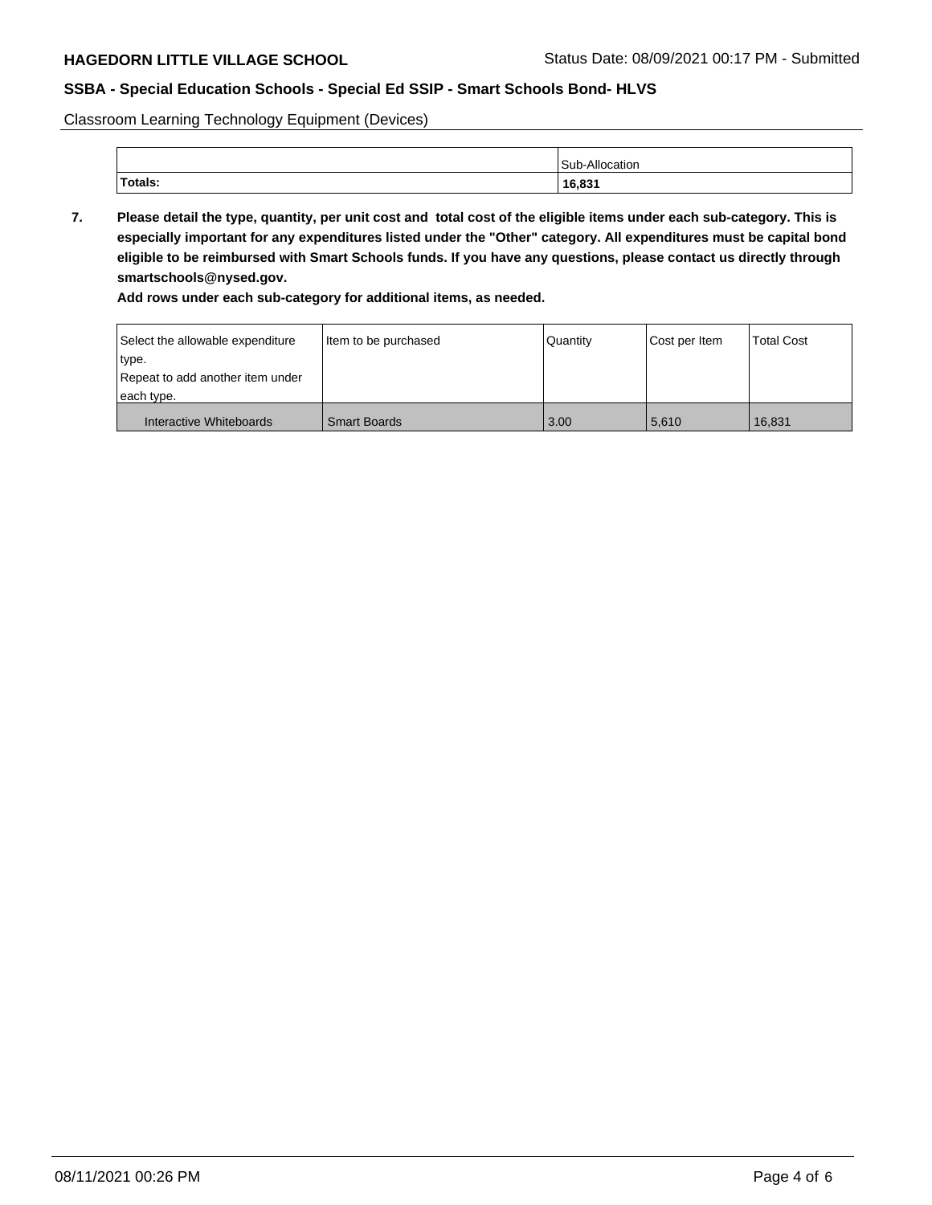Classroom Learning Technology Equipment (Devices)

| | Sub-Allocation |
|---|---|
| **Totals:** | **16,831** |

**7. Please detail the type, quantity, per unit cost and total cost of the eligible items under each sub-category. This is especially important for any expenditures listed under the "Other" category. All expenditures must be capital bond eligible to be reimbursed with Smart Schools funds. If you have any questions, please contact us directly through smartschools@nysed.gov.**

**Add rows under each sub-category for additional items, as needed.**

| Select the allowable expenditure type. Repeat to add another item under each type. | Item to be purchased | Quantity | Cost per Item | Total Cost |
|---|---|---|---|---|
| Interactive Whiteboards | Smart Boards | 3.00 | 5,610 | 16,831 |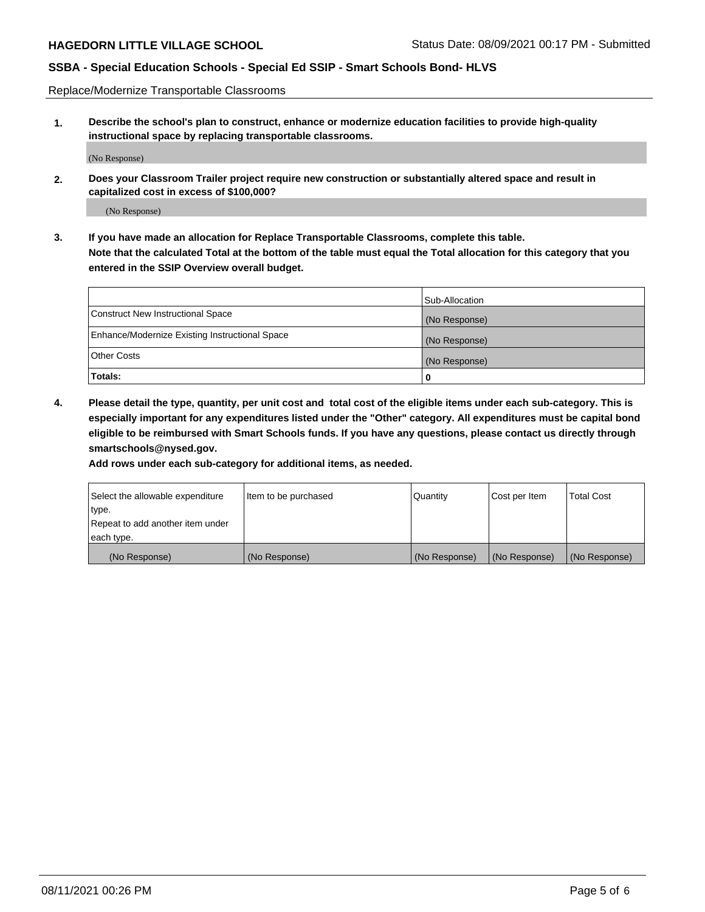Replace/Modernize Transportable Classrooms

**1. Describe the school's plan to construct, enhance or modernize education facilities to provide high-quality instructional space by replacing transportable classrooms.**

(No Response)

**2. Does your Classroom Trailer project require new construction or substantially altered space and result in capitalized cost in excess of $100,000?**

(No Response)

**3. If you have made an allocation for Replace Transportable Classrooms, complete this table. Note that the calculated Total at the bottom of the table must equal the Total allocation for this category that you entered in the SSIP Overview overall budget.**

| | Sub-Allocation |
|---|---|
| Construct New Instructional Space | (No Response) |
| Enhance/Modernize Existing Instructional Space | (No Response) |
| Other Costs | (No Response) |
| **Totals:** | 0 |

**4. Please detail the type, quantity, per unit cost and total cost of the eligible items under each sub-category. This is especially important for any expenditures listed under the "Other" category. All expenditures must be capital bond eligible to be reimbursed with Smart Schools funds. If you have any questions, please contact us directly through smartschools@nysed.gov.**

**Add rows under each sub-category for additional items, as needed.**

| Select the allowable expenditure type. Repeat to add another item under each type. | Item to be purchased | Quantity | Cost per Item | Total Cost |
|---|---|---|---|---|
| (No Response) | (No Response) | (No Response) | (No Response) | (No Response) |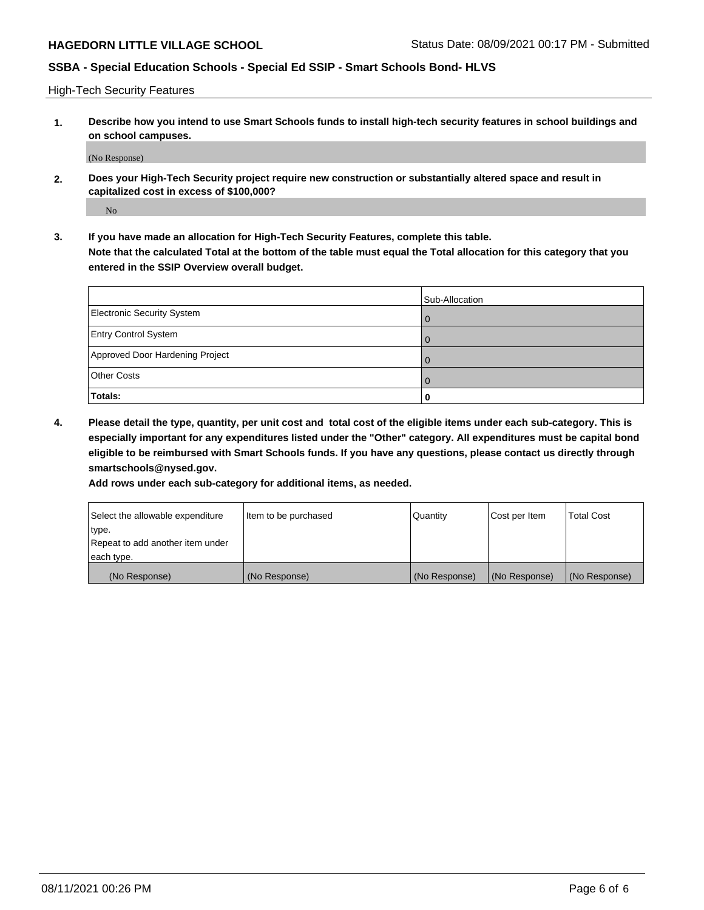High-Tech Security Features

**1. Describe how you intend to use Smart Schools funds to install high-tech security features in school buildings and on school campuses.**

(No Response)

**2. Does your High-Tech Security project require new construction or substantially altered space and result in capitalized cost in excess of $100,000?**

No

**3. If you have made an allocation for High-Tech Security Features, complete this table. Note that the calculated Total at the bottom of the table must equal the Total allocation for this category that you entered in the SSIP Overview overall budget.**

| | Sub-Allocation |
|---|---|
| Electronic Security System | 0 |
| Entry Control System | 0 |
| Approved Door Hardening Project | 0 |
| Other Costs | 0 |
| **Totals:** | **0** |

**4. Please detail the type, quantity, per unit cost and total cost of the eligible items under each sub-category. This is especially important for any expenditures listed under the "Other" category. All expenditures must be capital bond eligible to be reimbursed with Smart Schools funds. If you have any questions, please contact us directly through smartschools@nysed.gov.**

**Add rows under each sub-category for additional items, as needed.**

| Select the allowable expenditure type. Repeat to add another item under each type. | Item to be purchased | Quantity | Cost per Item | Total Cost |
|---|---|---|---|---|
| (No Response) | (No Response) | (No Response) | (No Response) | (No Response) |